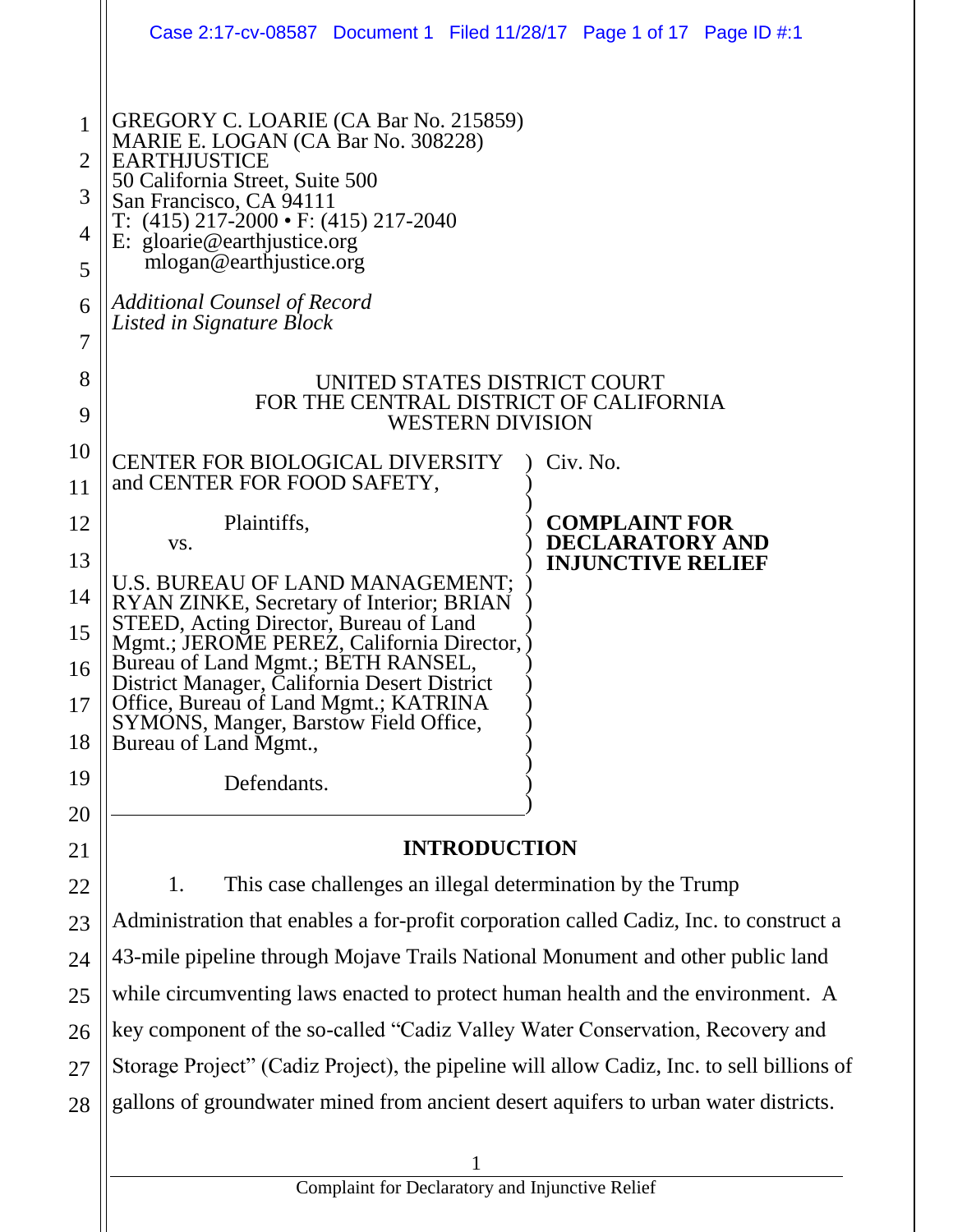GREGORY C. LOARIE (CA Bar No. 215859)
MARIE E. LOGAN (CA Bar No. 308228)
EARTHJUSTICE
50 California Street, Suite 500
San Francisco, CA 94111
T: (415) 217-2000 • F: (415) 217-2040
E: gloarie@earthjustice.org
mlogan@earthjustice.org

*Additional Counsel of Record*
*Listed in Signature Block*

UNITED STATES DISTRICT COURT
FOR THE CENTRAL DISTRICT OF CALIFORNIA
WESTERN DIVISION

CENTER FOR BIOLOGICAL DIVERSITY and CENTER FOR FOOD SAFETY,

Plaintiffs,

vs.

U.S. BUREAU OF LAND MANAGEMENT; RYAN ZINKE, Secretary of Interior; BRIAN STEED, Acting Director, Bureau of Land Mgmt.; JEROME PEREZ, California Director, Bureau of Land Mgmt.; BETH RANSEL, District Manager, California Desert District Office, Bureau of Land Mgmt.; KATRINA SYMONS, Manger, Barstow Field Office, Bureau of Land Mgmt.,

Defendants.

Civ. No.

**COMPLAINT FOR DECLARATORY AND INJUNCTIVE RELIEF**

## INTRODUCTION

1. This case challenges an illegal determination by the Trump Administration that enables a for-profit corporation called Cadiz, Inc. to construct a 43-mile pipeline through Mojave Trails National Monument and other public land while circumventing laws enacted to protect human health and the environment. A key component of the so-called "Cadiz Valley Water Conservation, Recovery and Storage Project" (Cadiz Project), the pipeline will allow Cadiz, Inc. to sell billions of gallons of groundwater mined from ancient desert aquifers to urban water districts.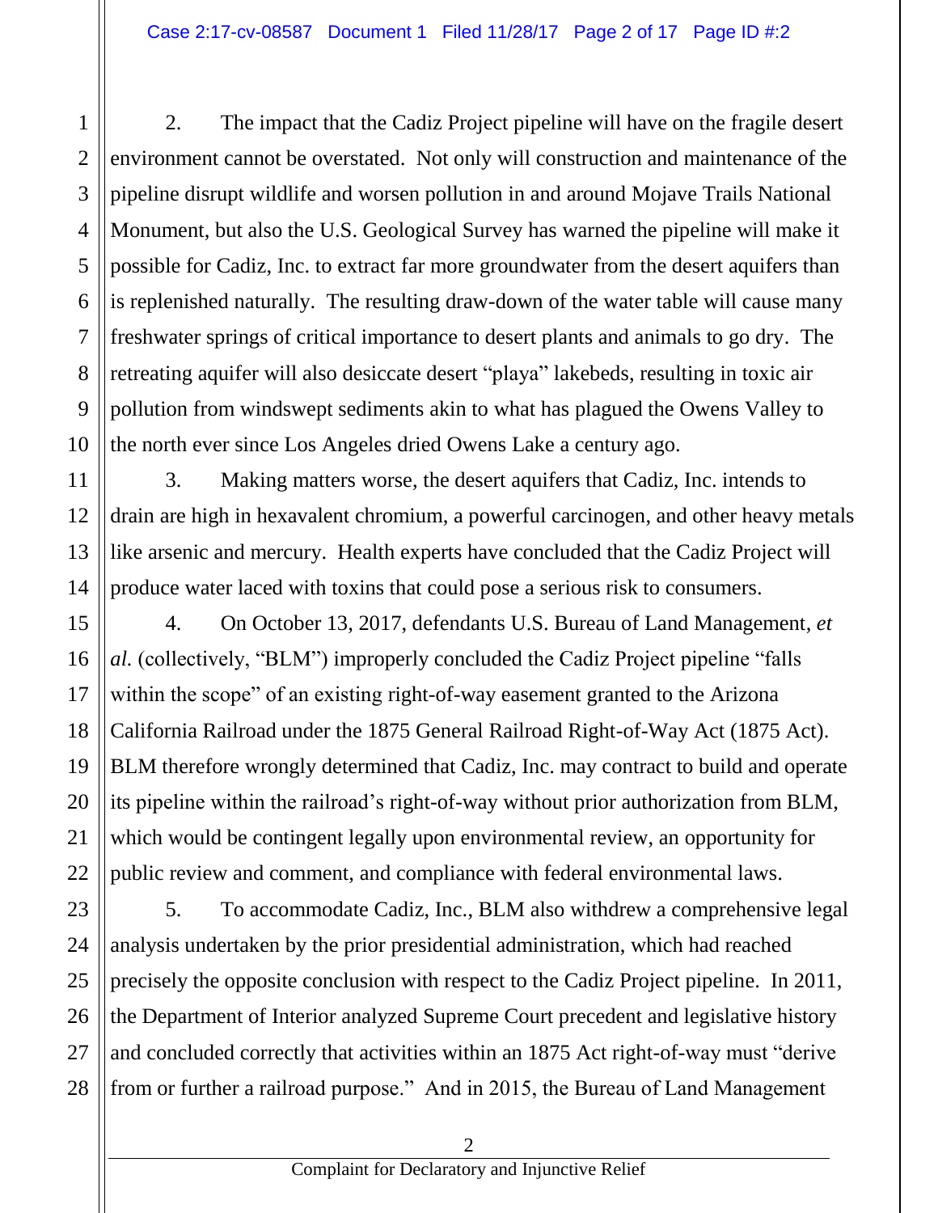2. The impact that the Cadiz Project pipeline will have on the fragile desert environment cannot be overstated. Not only will construction and maintenance of the pipeline disrupt wildlife and worsen pollution in and around Mojave Trails National Monument, but also the U.S. Geological Survey has warned the pipeline will make it possible for Cadiz, Inc. to extract far more groundwater from the desert aquifers than is replenished naturally. The resulting draw-down of the water table will cause many freshwater springs of critical importance to desert plants and animals to go dry. The retreating aquifer will also desiccate desert "playa" lakebeds, resulting in toxic air pollution from windswept sediments akin to what has plagued the Owens Valley to the north ever since Los Angeles dried Owens Lake a century ago.

3. Making matters worse, the desert aquifers that Cadiz, Inc. intends to drain are high in hexavalent chromium, a powerful carcinogen, and other heavy metals like arsenic and mercury. Health experts have concluded that the Cadiz Project will produce water laced with toxins that could pose a serious risk to consumers.

4. On October 13, 2017, defendants U.S. Bureau of Land Management, *et al.* (collectively, "BLM") improperly concluded the Cadiz Project pipeline "falls within the scope" of an existing right-of-way easement granted to the Arizona California Railroad under the 1875 General Railroad Right-of-Way Act (1875 Act). BLM therefore wrongly determined that Cadiz, Inc. may contract to build and operate its pipeline within the railroad's right-of-way without prior authorization from BLM, which would be contingent legally upon environmental review, an opportunity for public review and comment, and compliance with federal environmental laws.

5. To accommodate Cadiz, Inc., BLM also withdrew a comprehensive legal analysis undertaken by the prior presidential administration, which had reached precisely the opposite conclusion with respect to the Cadiz Project pipeline. In 2011, the Department of Interior analyzed Supreme Court precedent and legislative history and concluded correctly that activities within an 1875 Act right-of-way must "derive from or further a railroad purpose." And in 2015, the Bureau of Land Management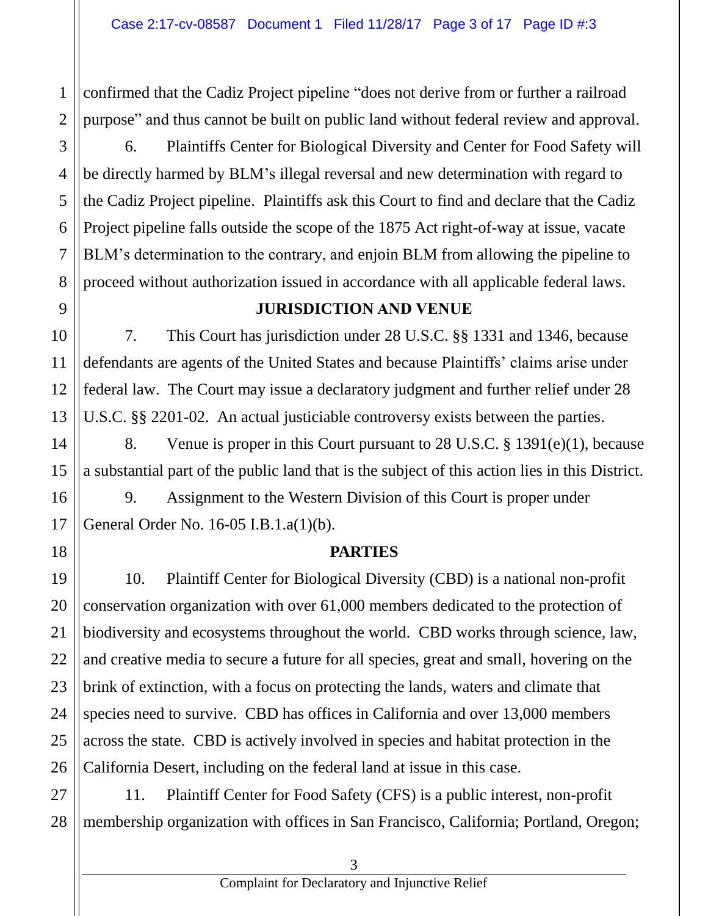confirmed that the Cadiz Project pipeline "does not derive from or further a railroad purpose" and thus cannot be built on public land without federal review and approval.

6. Plaintiffs Center for Biological Diversity and Center for Food Safety will be directly harmed by BLM's illegal reversal and new determination with regard to the Cadiz Project pipeline. Plaintiffs ask this Court to find and declare that the Cadiz Project pipeline falls outside the scope of the 1875 Act right-of-way at issue, vacate BLM's determination to the contrary, and enjoin BLM from allowing the pipeline to proceed without authorization issued in accordance with all applicable federal laws.

## JURISDICTION AND VENUE

7. This Court has jurisdiction under 28 U.S.C. §§ 1331 and 1346, because defendants are agents of the United States and because Plaintiffs' claims arise under federal law. The Court may issue a declaratory judgment and further relief under 28 U.S.C. §§ 2201-02. An actual justiciable controversy exists between the parties.

8. Venue is proper in this Court pursuant to 28 U.S.C. § 1391(e)(1), because a substantial part of the public land that is the subject of this action lies in this District.

9. Assignment to the Western Division of this Court is proper under General Order No. 16-05 I.B.1.a(1)(b).

## PARTIES

10. Plaintiff Center for Biological Diversity (CBD) is a national non-profit conservation organization with over 61,000 members dedicated to the protection of biodiversity and ecosystems throughout the world. CBD works through science, law, and creative media to secure a future for all species, great and small, hovering on the brink of extinction, with a focus on protecting the lands, waters and climate that species need to survive. CBD has offices in California and over 13,000 members across the state. CBD is actively involved in species and habitat protection in the California Desert, including on the federal land at issue in this case.

11. Plaintiff Center for Food Safety (CFS) is a public interest, non-profit membership organization with offices in San Francisco, California; Portland, Oregon;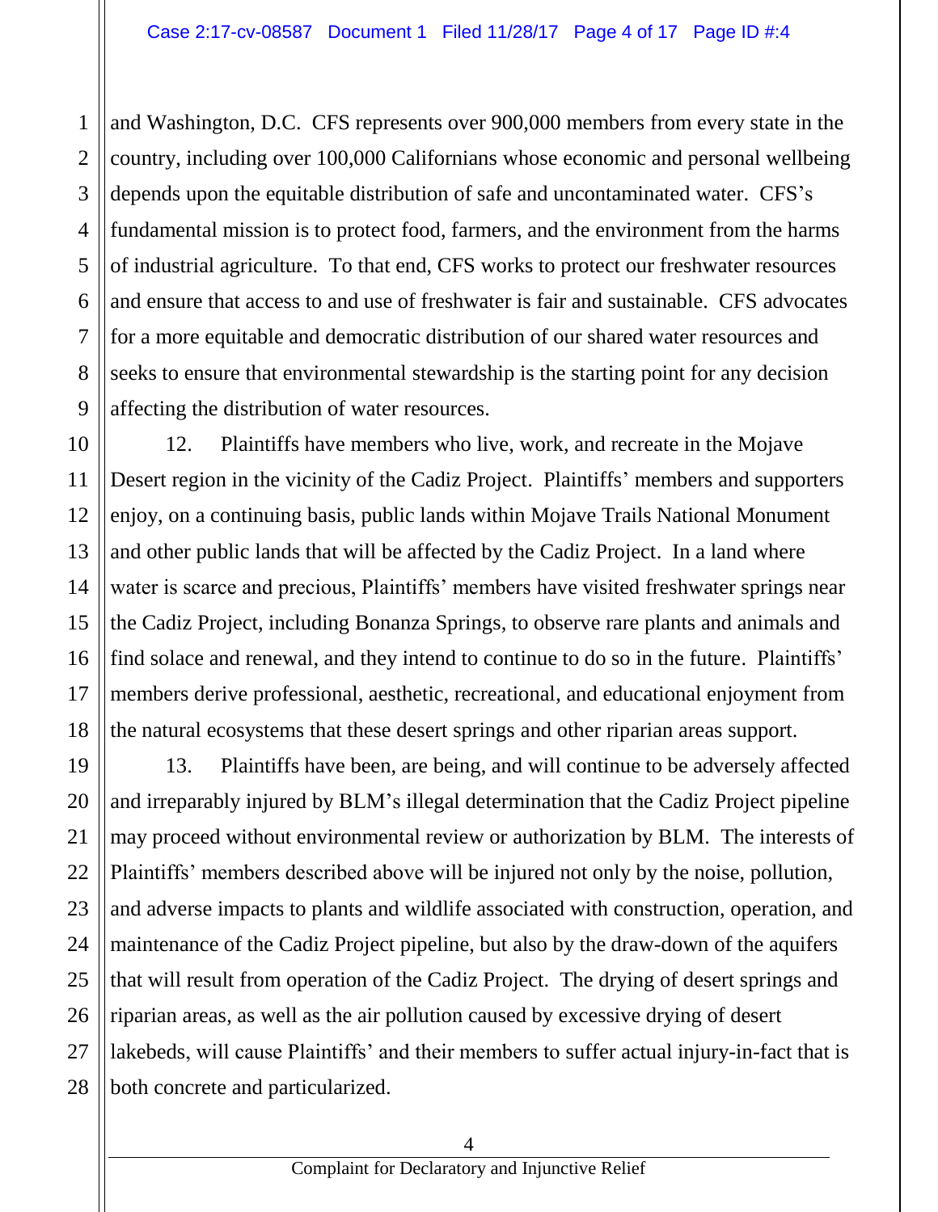and Washington, D.C. CFS represents over 900,000 members from every state in the country, including over 100,000 Californians whose economic and personal wellbeing depends upon the equitable distribution of safe and uncontaminated water. CFS's fundamental mission is to protect food, farmers, and the environment from the harms of industrial agriculture. To that end, CFS works to protect our freshwater resources and ensure that access to and use of freshwater is fair and sustainable. CFS advocates for a more equitable and democratic distribution of our shared water resources and seeks to ensure that environmental stewardship is the starting point for any decision affecting the distribution of water resources.

12. Plaintiffs have members who live, work, and recreate in the Mojave Desert region in the vicinity of the Cadiz Project. Plaintiffs' members and supporters enjoy, on a continuing basis, public lands within Mojave Trails National Monument and other public lands that will be affected by the Cadiz Project. In a land where water is scarce and precious, Plaintiffs' members have visited freshwater springs near the Cadiz Project, including Bonanza Springs, to observe rare plants and animals and find solace and renewal, and they intend to continue to do so in the future. Plaintiffs' members derive professional, aesthetic, recreational, and educational enjoyment from the natural ecosystems that these desert springs and other riparian areas support.

13. Plaintiffs have been, are being, and will continue to be adversely affected and irreparably injured by BLM's illegal determination that the Cadiz Project pipeline may proceed without environmental review or authorization by BLM. The interests of Plaintiffs' members described above will be injured not only by the noise, pollution, and adverse impacts to plants and wildlife associated with construction, operation, and maintenance of the Cadiz Project pipeline, but also by the draw-down of the aquifers that will result from operation of the Cadiz Project. The drying of desert springs and riparian areas, as well as the air pollution caused by excessive drying of desert lakebeds, will cause Plaintiffs' and their members to suffer actual injury-in-fact that is both concrete and particularized.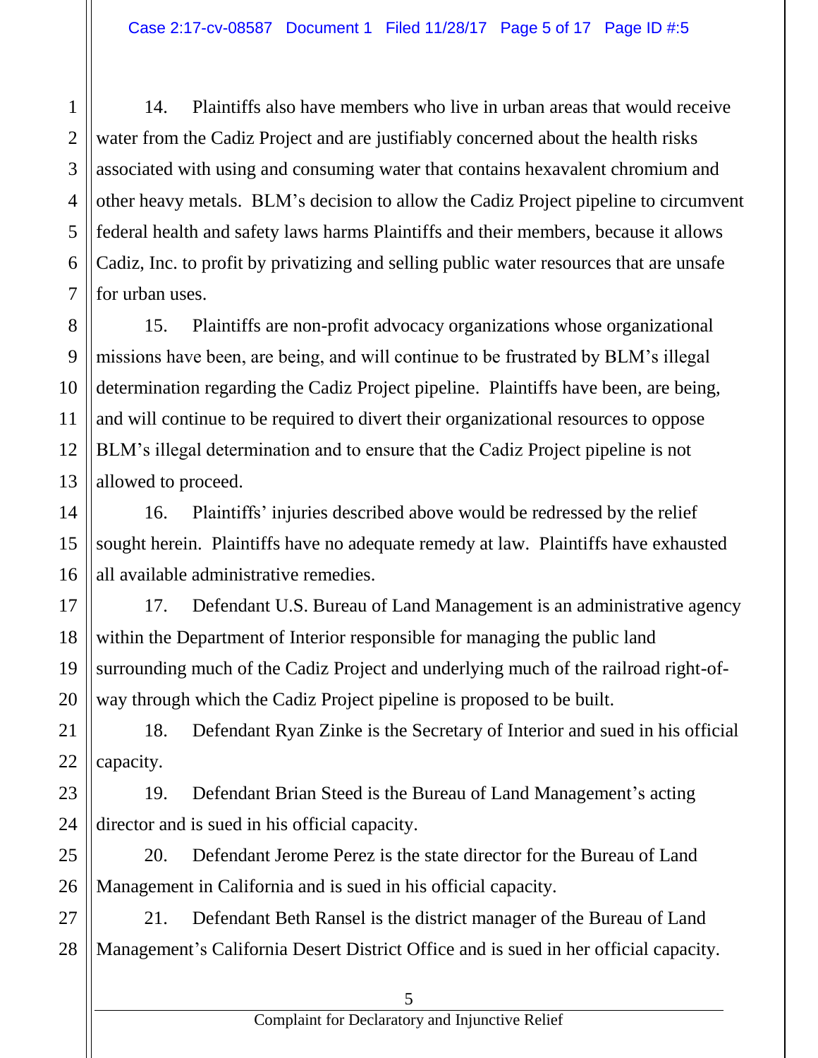14. Plaintiffs also have members who live in urban areas that would receive water from the Cadiz Project and are justifiably concerned about the health risks associated with using and consuming water that contains hexavalent chromium and other heavy metals. BLM's decision to allow the Cadiz Project pipeline to circumvent federal health and safety laws harms Plaintiffs and their members, because it allows Cadiz, Inc. to profit by privatizing and selling public water resources that are unsafe for urban uses.

15. Plaintiffs are non-profit advocacy organizations whose organizational missions have been, are being, and will continue to be frustrated by BLM's illegal determination regarding the Cadiz Project pipeline. Plaintiffs have been, are being, and will continue to be required to divert their organizational resources to oppose BLM's illegal determination and to ensure that the Cadiz Project pipeline is not allowed to proceed.

16. Plaintiffs' injuries described above would be redressed by the relief sought herein. Plaintiffs have no adequate remedy at law. Plaintiffs have exhausted all available administrative remedies.

17. Defendant U.S. Bureau of Land Management is an administrative agency within the Department of Interior responsible for managing the public land surrounding much of the Cadiz Project and underlying much of the railroad right-of-way through which the Cadiz Project pipeline is proposed to be built.

18. Defendant Ryan Zinke is the Secretary of Interior and sued in his official capacity.

19. Defendant Brian Steed is the Bureau of Land Management's acting director and is sued in his official capacity.

20. Defendant Jerome Perez is the state director for the Bureau of Land Management in California and is sued in his official capacity.

21. Defendant Beth Ransel is the district manager of the Bureau of Land Management's California Desert District Office and is sued in her official capacity.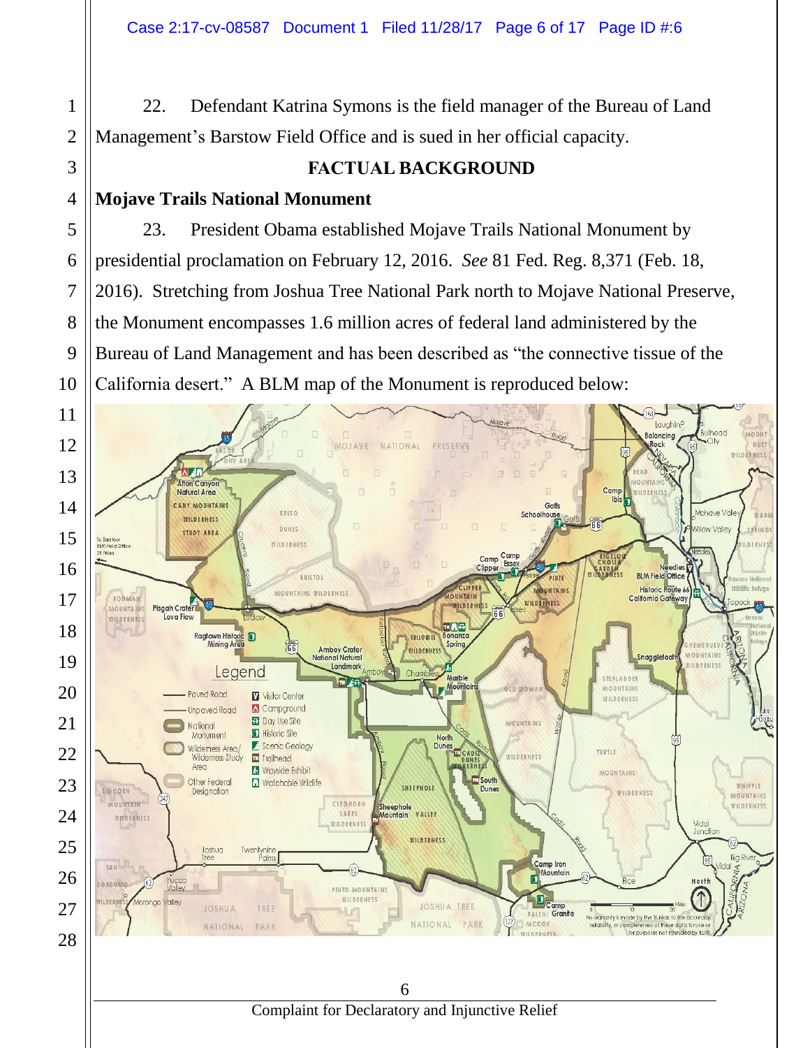22. Defendant Katrina Symons is the field manager of the Bureau of Land Management's Barstow Field Office and is sued in her official capacity.

## FACTUAL BACKGROUND

### Mojave Trails National Monument

23. President Obama established Mojave Trails National Monument by presidential proclamation on February 12, 2016. *See* 81 Fed. Reg. 8,371 (Feb. 18, 2016). Stretching from Joshua Tree National Park north to Mojave National Preserve, the Monument encompasses 1.6 million acres of federal land administered by the Bureau of Land Management and has been described as "the connective tissue of the California desert." A BLM map of the Monument is reproduced below: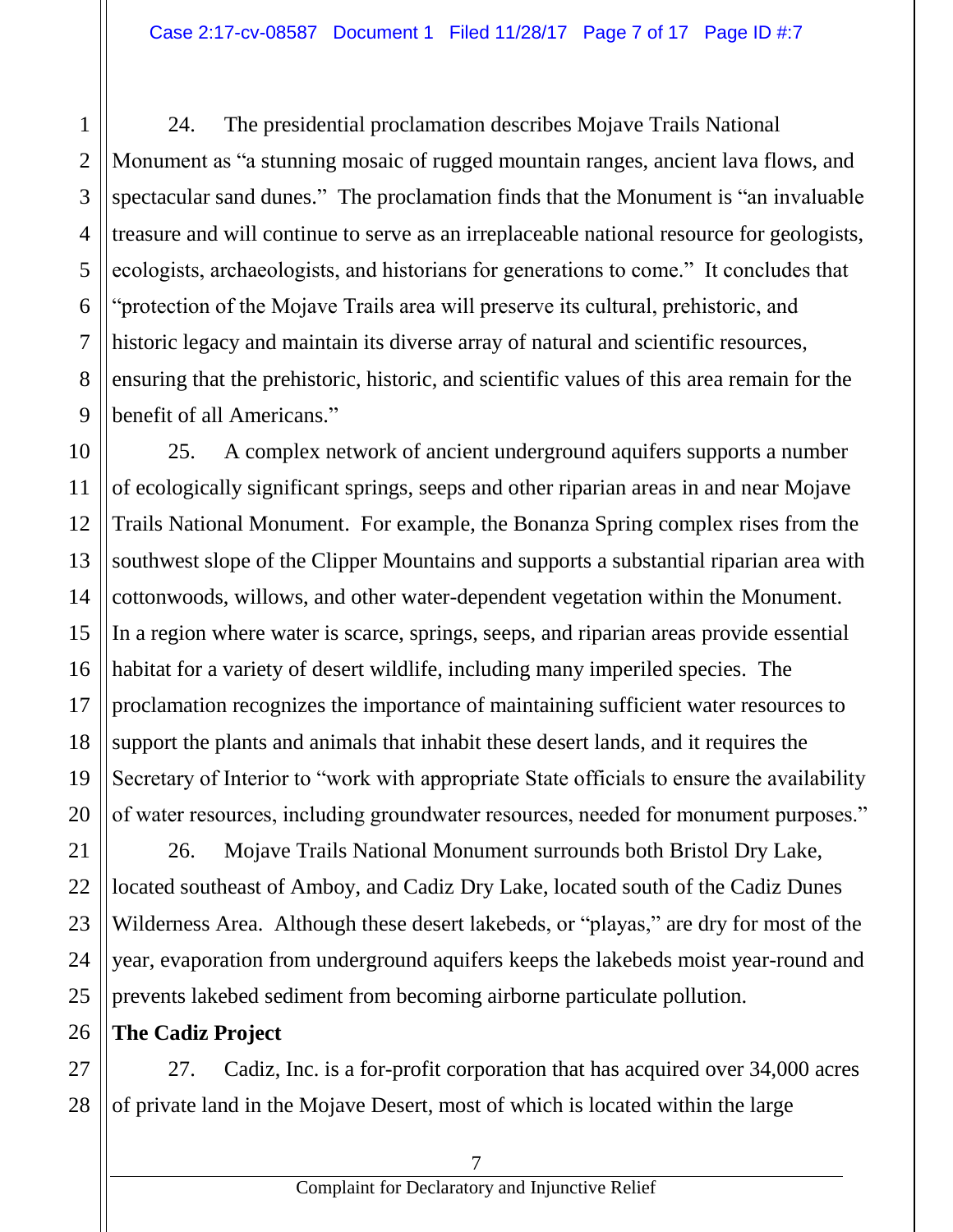24. The presidential proclamation describes Mojave Trails National Monument as "a stunning mosaic of rugged mountain ranges, ancient lava flows, and spectacular sand dunes." The proclamation finds that the Monument is "an invaluable treasure and will continue to serve as an irreplaceable national resource for geologists, ecologists, archaeologists, and historians for generations to come." It concludes that "protection of the Mojave Trails area will preserve its cultural, prehistoric, and historic legacy and maintain its diverse array of natural and scientific resources, ensuring that the prehistoric, historic, and scientific values of this area remain for the benefit of all Americans."

25. A complex network of ancient underground aquifers supports a number of ecologically significant springs, seeps and other riparian areas in and near Mojave Trails National Monument. For example, the Bonanza Spring complex rises from the southwest slope of the Clipper Mountains and supports a substantial riparian area with cottonwoods, willows, and other water-dependent vegetation within the Monument. In a region where water is scarce, springs, seeps, and riparian areas provide essential habitat for a variety of desert wildlife, including many imperiled species. The proclamation recognizes the importance of maintaining sufficient water resources to support the plants and animals that inhabit these desert lands, and it requires the Secretary of Interior to "work with appropriate State officials to ensure the availability of water resources, including groundwater resources, needed for monument purposes."

26. Mojave Trails National Monument surrounds both Bristol Dry Lake, located southeast of Amboy, and Cadiz Dry Lake, located south of the Cadiz Dunes Wilderness Area. Although these desert lakebeds, or "playas," are dry for most of the year, evaporation from underground aquifers keeps the lakebeds moist year-round and prevents lakebed sediment from becoming airborne particulate pollution.

**The Cadiz Project**

27. Cadiz, Inc. is a for-profit corporation that has acquired over 34,000 acres of private land in the Mojave Desert, most of which is located within the large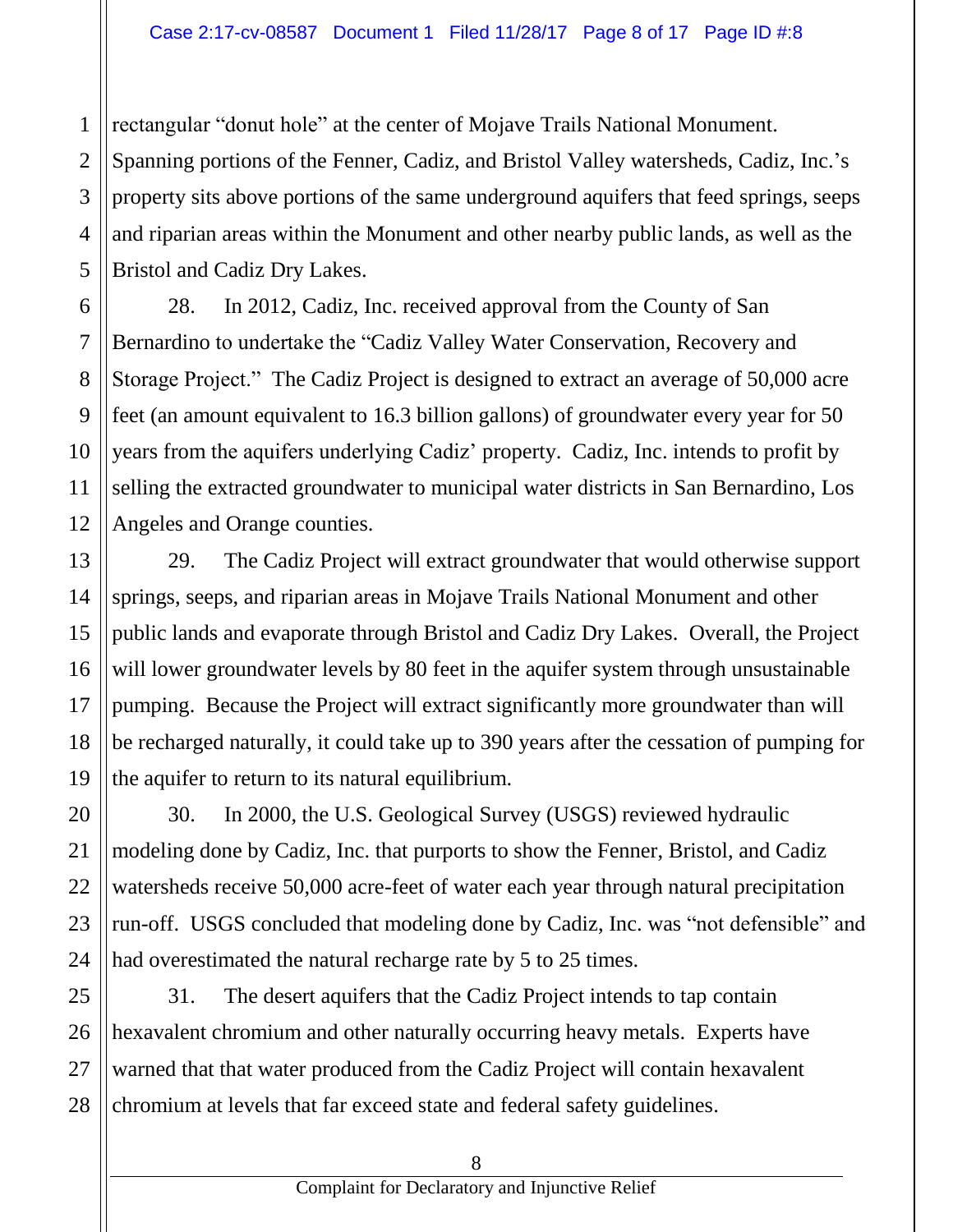rectangular “donut hole” at the center of Mojave Trails National Monument. Spanning portions of the Fenner, Cadiz, and Bristol Valley watersheds, Cadiz, Inc.’s property sits above portions of the same underground aquifers that feed springs, seeps and riparian areas within the Monument and other nearby public lands, as well as the Bristol and Cadiz Dry Lakes.

28. In 2012, Cadiz, Inc. received approval from the County of San Bernardino to undertake the “Cadiz Valley Water Conservation, Recovery and Storage Project.” The Cadiz Project is designed to extract an average of 50,000 acre feet (an amount equivalent to 16.3 billion gallons) of groundwater every year for 50 years from the aquifers underlying Cadiz’ property. Cadiz, Inc. intends to profit by selling the extracted groundwater to municipal water districts in San Bernardino, Los Angeles and Orange counties.

29. The Cadiz Project will extract groundwater that would otherwise support springs, seeps, and riparian areas in Mojave Trails National Monument and other public lands and evaporate through Bristol and Cadiz Dry Lakes. Overall, the Project will lower groundwater levels by 80 feet in the aquifer system through unsustainable pumping. Because the Project will extract significantly more groundwater than will be recharged naturally, it could take up to 390 years after the cessation of pumping for the aquifer to return to its natural equilibrium.

30. In 2000, the U.S. Geological Survey (USGS) reviewed hydraulic modeling done by Cadiz, Inc. that purports to show the Fenner, Bristol, and Cadiz watersheds receive 50,000 acre-feet of water each year through natural precipitation run-off. USGS concluded that modeling done by Cadiz, Inc. was “not defensible” and had overestimated the natural recharge rate by 5 to 25 times.

31. The desert aquifers that the Cadiz Project intends to tap contain hexavalent chromium and other naturally occurring heavy metals. Experts have warned that that water produced from the Cadiz Project will contain hexavalent chromium at levels that far exceed state and federal safety guidelines.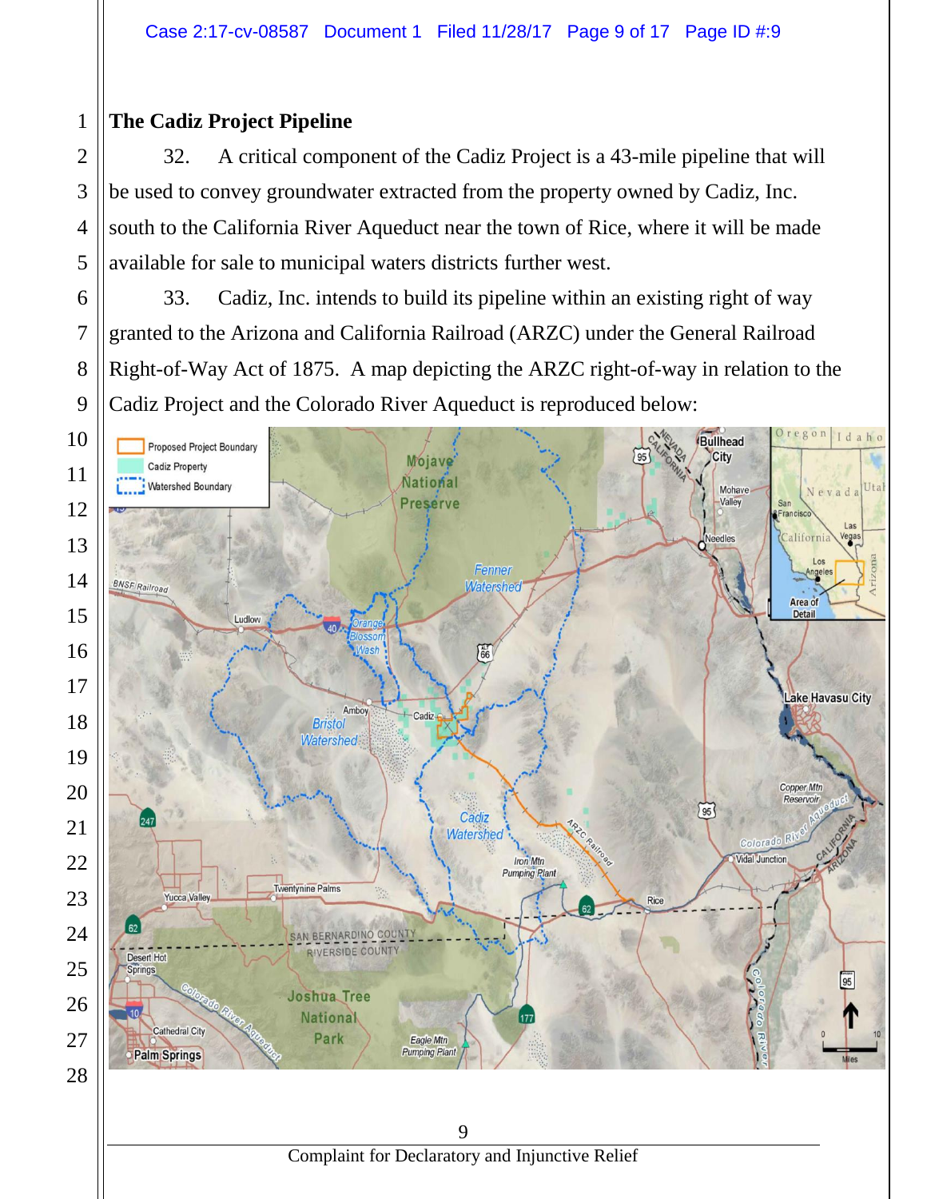**The Cadiz Project Pipeline**

32. A critical component of the Cadiz Project is a 43-mile pipeline that will be used to convey groundwater extracted from the property owned by Cadiz, Inc. south to the California River Aqueduct near the town of Rice, where it will be made available for sale to municipal waters districts further west.

33. Cadiz, Inc. intends to build its pipeline within an existing right of way granted to the Arizona and California Railroad (ARZC) under the General Railroad Right-of-Way Act of 1875. A map depicting the ARZC right-of-way in relation to the Cadiz Project and the Colorado River Aqueduct is reproduced below: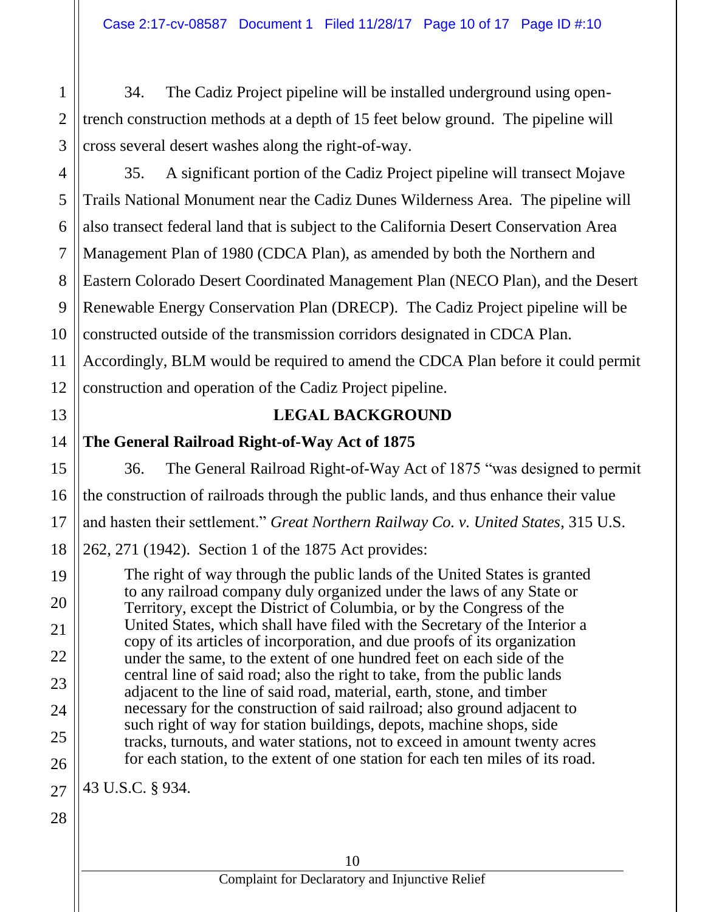34. The Cadiz Project pipeline will be installed underground using open-trench construction methods at a depth of 15 feet below ground. The pipeline will cross several desert washes along the right-of-way.

35. A significant portion of the Cadiz Project pipeline will transect Mojave Trails National Monument near the Cadiz Dunes Wilderness Area. The pipeline will also transect federal land that is subject to the California Desert Conservation Area Management Plan of 1980 (CDCA Plan), as amended by both the Northern and Eastern Colorado Desert Coordinated Management Plan (NECO Plan), and the Desert Renewable Energy Conservation Plan (DRECP). The Cadiz Project pipeline will be constructed outside of the transmission corridors designated in CDCA Plan. Accordingly, BLM would be required to amend the CDCA Plan before it could permit construction and operation of the Cadiz Project pipeline.

## LEGAL BACKGROUND

### The General Railroad Right-of-Way Act of 1875

36. The General Railroad Right-of-Way Act of 1875 "was designed to permit the construction of railroads through the public lands, and thus enhance their value and hasten their settlement." *Great Northern Railway Co. v. United States*, 315 U.S. 262, 271 (1942). Section 1 of the 1875 Act provides:

> The right of way through the public lands of the United States is granted to any railroad company duly organized under the laws of any State or Territory, except the District of Columbia, or by the Congress of the United States, which shall have filed with the Secretary of the Interior a copy of its articles of incorporation, and due proofs of its organization under the same, to the extent of one hundred feet on each side of the central line of said road; also the right to take, from the public lands adjacent to the line of said road, material, earth, stone, and timber necessary for the construction of said railroad; also ground adjacent to such right of way for station buildings, depots, machine shops, side tracks, turnouts, and water stations, not to exceed in amount twenty acres for each station, to the extent of one station for each ten miles of its road.

43 U.S.C. § 934.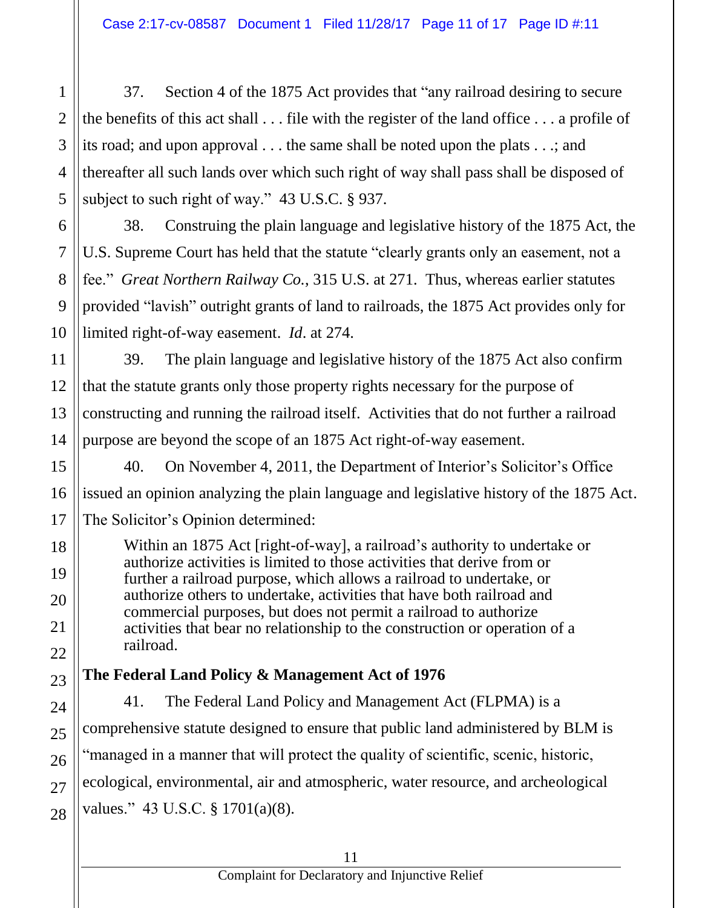37. Section 4 of the 1875 Act provides that "any railroad desiring to secure the benefits of this act shall . . . file with the register of the land office . . . a profile of its road; and upon approval . . . the same shall be noted upon the plats . . .; and thereafter all such lands over which such right of way shall pass shall be disposed of subject to such right of way." 43 U.S.C. § 937.

38. Construing the plain language and legislative history of the 1875 Act, the U.S. Supreme Court has held that the statute "clearly grants only an easement, not a fee." *Great Northern Railway Co.*, 315 U.S. at 271. Thus, whereas earlier statutes provided "lavish" outright grants of land to railroads, the 1875 Act provides only for limited right-of-way easement. *Id*. at 274.

39. The plain language and legislative history of the 1875 Act also confirm that the statute grants only those property rights necessary for the purpose of constructing and running the railroad itself. Activities that do not further a railroad purpose are beyond the scope of an 1875 Act right-of-way easement.

40. On November 4, 2011, the Department of Interior's Solicitor's Office issued an opinion analyzing the plain language and legislative history of the 1875 Act. The Solicitor's Opinion determined:

> Within an 1875 Act [right-of-way], a railroad's authority to undertake or authorize activities is limited to those activities that derive from or further a railroad purpose, which allows a railroad to undertake, or authorize others to undertake, activities that have both railroad and commercial purposes, but does not permit a railroad to authorize activities that bear no relationship to the construction or operation of a railroad.

**The Federal Land Policy & Management Act of 1976**

41. The Federal Land Policy and Management Act (FLPMA) is a comprehensive statute designed to ensure that public land administered by BLM is "managed in a manner that will protect the quality of scientific, scenic, historic, ecological, environmental, air and atmospheric, water resource, and archeological values." 43 U.S.C. § 1701(a)(8).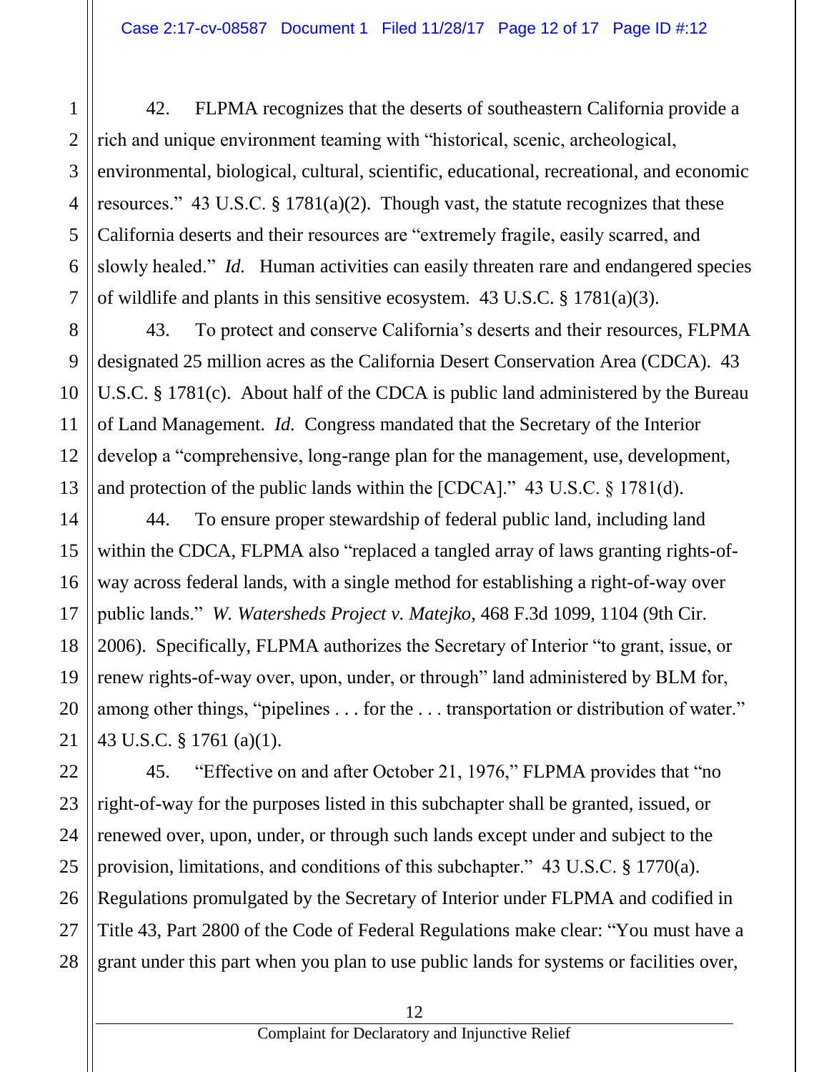42. FLPMA recognizes that the deserts of southeastern California provide a rich and unique environment teaming with "historical, scenic, archeological, environmental, biological, cultural, scientific, educational, recreational, and economic resources." 43 U.S.C. § 1781(a)(2). Though vast, the statute recognizes that these California deserts and their resources are "extremely fragile, easily scarred, and slowly healed." *Id.* Human activities can easily threaten rare and endangered species of wildlife and plants in this sensitive ecosystem. 43 U.S.C. § 1781(a)(3).

43. To protect and conserve California's deserts and their resources, FLPMA designated 25 million acres as the California Desert Conservation Area (CDCA). 43 U.S.C. § 1781(c). About half of the CDCA is public land administered by the Bureau of Land Management. *Id.* Congress mandated that the Secretary of the Interior develop a "comprehensive, long-range plan for the management, use, development, and protection of the public lands within the [CDCA]." 43 U.S.C. § 1781(d).

44. To ensure proper stewardship of federal public land, including land within the CDCA, FLPMA also "replaced a tangled array of laws granting rights-of-way across federal lands, with a single method for establishing a right-of-way over public lands." *W. Watersheds Project v. Matejko*, 468 F.3d 1099, 1104 (9th Cir. 2006). Specifically, FLPMA authorizes the Secretary of Interior "to grant, issue, or renew rights-of-way over, upon, under, or through" land administered by BLM for, among other things, "pipelines . . . for the . . . transportation or distribution of water." 43 U.S.C. § 1761 (a)(1).

45. "Effective on and after October 21, 1976," FLPMA provides that "no right-of-way for the purposes listed in this subchapter shall be granted, issued, or renewed over, upon, under, or through such lands except under and subject to the provision, limitations, and conditions of this subchapter." 43 U.S.C. § 1770(a). Regulations promulgated by the Secretary of Interior under FLPMA and codified in Title 43, Part 2800 of the Code of Federal Regulations make clear: "You must have a grant under this part when you plan to use public lands for systems or facilities over,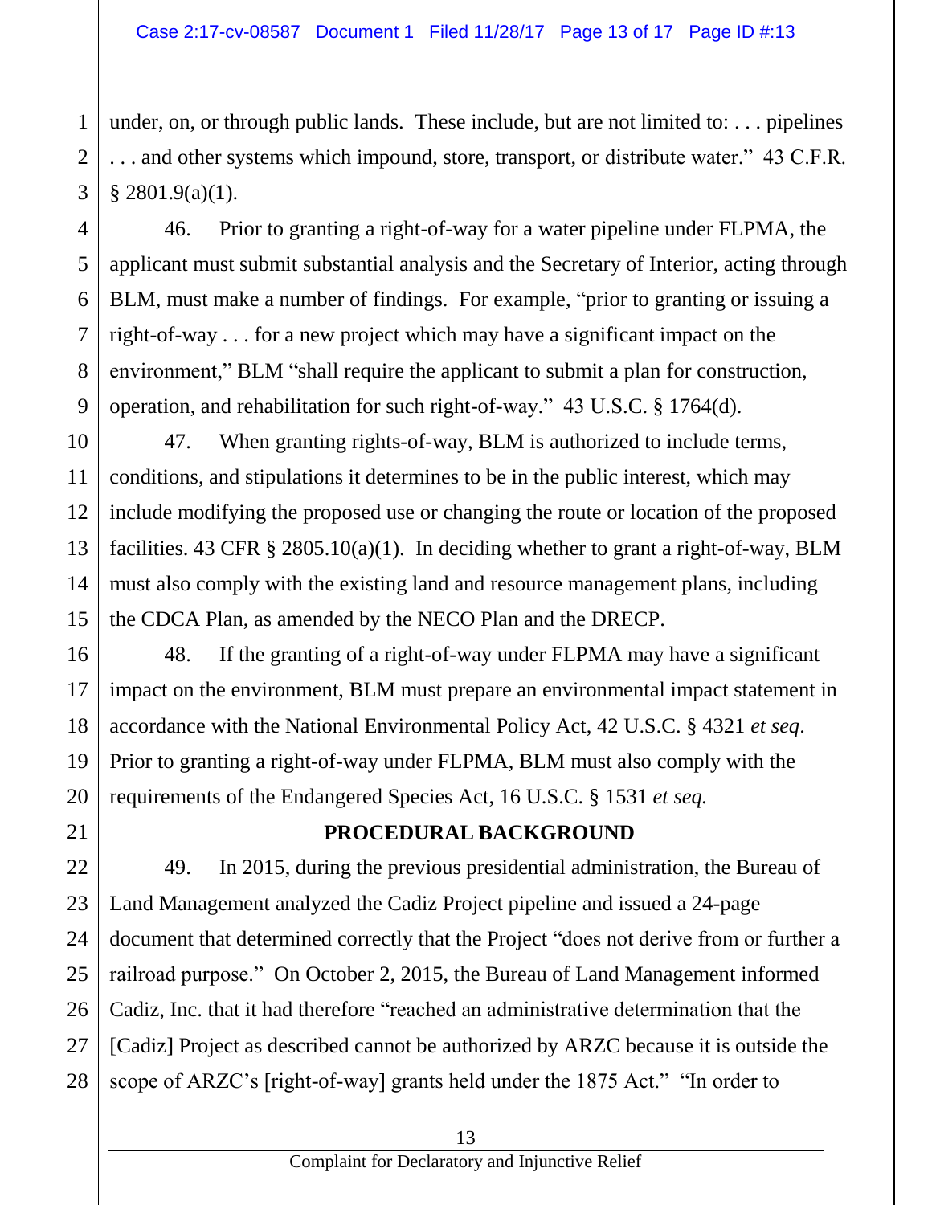under, on, or through public lands. These include, but are not limited to: . . . pipelines . . . and other systems which impound, store, transport, or distribute water." 43 C.F.R. § 2801.9(a)(1).

46. Prior to granting a right-of-way for a water pipeline under FLPMA, the applicant must submit substantial analysis and the Secretary of Interior, acting through BLM, must make a number of findings. For example, "prior to granting or issuing a right-of-way . . . for a new project which may have a significant impact on the environment," BLM "shall require the applicant to submit a plan for construction, operation, and rehabilitation for such right-of-way." 43 U.S.C. § 1764(d).

47. When granting rights-of-way, BLM is authorized to include terms, conditions, and stipulations it determines to be in the public interest, which may include modifying the proposed use or changing the route or location of the proposed facilities. 43 CFR § 2805.10(a)(1). In deciding whether to grant a right-of-way, BLM must also comply with the existing land and resource management plans, including the CDCA Plan, as amended by the NECO Plan and the DRECP.

48. If the granting of a right-of-way under FLPMA may have a significant impact on the environment, BLM must prepare an environmental impact statement in accordance with the National Environmental Policy Act, 42 U.S.C. § 4321 *et seq*. Prior to granting a right-of-way under FLPMA, BLM must also comply with the requirements of the Endangered Species Act, 16 U.S.C. § 1531 *et seq.*

## PROCEDURAL BACKGROUND

49. In 2015, during the previous presidential administration, the Bureau of Land Management analyzed the Cadiz Project pipeline and issued a 24-page document that determined correctly that the Project "does not derive from or further a railroad purpose." On October 2, 2015, the Bureau of Land Management informed Cadiz, Inc. that it had therefore "reached an administrative determination that the [Cadiz] Project as described cannot be authorized by ARZC because it is outside the scope of ARZC's [right-of-way] grants held under the 1875 Act." "In order to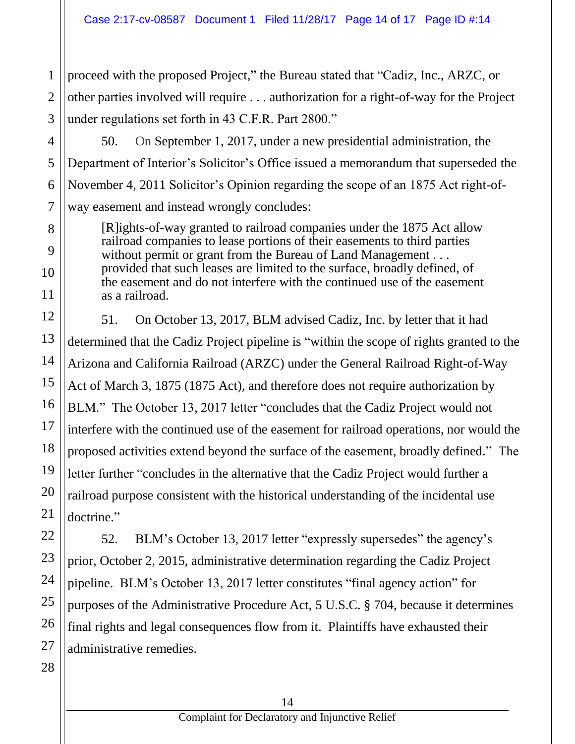proceed with the proposed Project," the Bureau stated that "Cadiz, Inc., ARZC, or other parties involved will require . . . authorization for a right-of-way for the Project under regulations set forth in 43 C.F.R. Part 2800."

50. On September 1, 2017, under a new presidential administration, the Department of Interior's Solicitor's Office issued a memorandum that superseded the November 4, 2011 Solicitor's Opinion regarding the scope of an 1875 Act right-of-way easement and instead wrongly concludes:

> [R]ights-of-way granted to railroad companies under the 1875 Act allow railroad companies to lease portions of their easements to third parties without permit or grant from the Bureau of Land Management . . . provided that such leases are limited to the surface, broadly defined, of the easement and do not interfere with the continued use of the easement as a railroad.

51. On October 13, 2017, BLM advised Cadiz, Inc. by letter that it had determined that the Cadiz Project pipeline is "within the scope of rights granted to the Arizona and California Railroad (ARZC) under the General Railroad Right-of-Way Act of March 3, 1875 (1875 Act), and therefore does not require authorization by BLM." The October 13, 2017 letter "concludes that the Cadiz Project would not interfere with the continued use of the easement for railroad operations, nor would the proposed activities extend beyond the surface of the easement, broadly defined." The letter further "concludes in the alternative that the Cadiz Project would further a railroad purpose consistent with the historical understanding of the incidental use doctrine."

52. BLM's October 13, 2017 letter "expressly supersedes" the agency's prior, October 2, 2015, administrative determination regarding the Cadiz Project pipeline. BLM's October 13, 2017 letter constitutes "final agency action" for purposes of the Administrative Procedure Act, 5 U.S.C. § 704, because it determines final rights and legal consequences flow from it. Plaintiffs have exhausted their administrative remedies.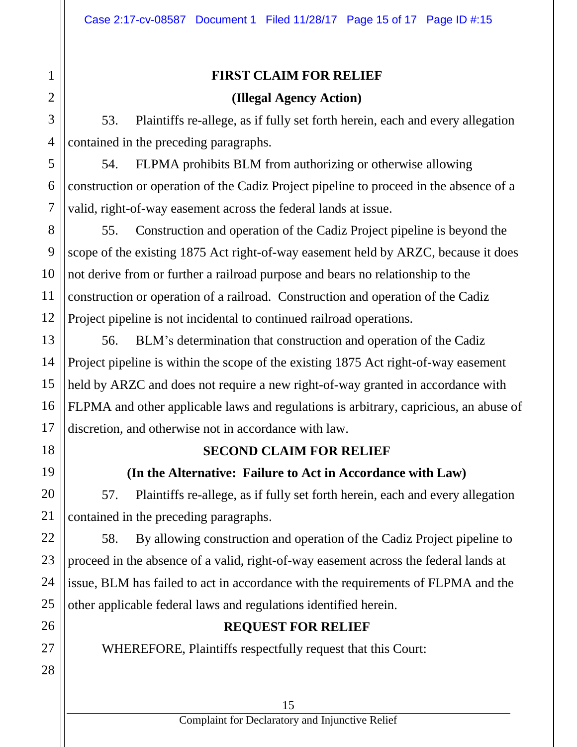**FIRST CLAIM FOR RELIEF**

**(Illegal Agency Action)**

53. Plaintiffs re-allege, as if fully set forth herein, each and every allegation contained in the preceding paragraphs.

54. FLPMA prohibits BLM from authorizing or otherwise allowing construction or operation of the Cadiz Project pipeline to proceed in the absence of a valid, right-of-way easement across the federal lands at issue.

55. Construction and operation of the Cadiz Project pipeline is beyond the scope of the existing 1875 Act right-of-way easement held by ARZC, because it does not derive from or further a railroad purpose and bears no relationship to the construction or operation of a railroad. Construction and operation of the Cadiz Project pipeline is not incidental to continued railroad operations.

56. BLM's determination that construction and operation of the Cadiz Project pipeline is within the scope of the existing 1875 Act right-of-way easement held by ARZC and does not require a new right-of-way granted in accordance with FLPMA and other applicable laws and regulations is arbitrary, capricious, an abuse of discretion, and otherwise not in accordance with law.

**SECOND CLAIM FOR RELIEF**

**(In the Alternative: Failure to Act in Accordance with Law)**

57. Plaintiffs re-allege, as if fully set forth herein, each and every allegation contained in the preceding paragraphs.

58. By allowing construction and operation of the Cadiz Project pipeline to proceed in the absence of a valid, right-of-way easement across the federal lands at issue, BLM has failed to act in accordance with the requirements of FLPMA and the other applicable federal laws and regulations identified herein.

**REQUEST FOR RELIEF**

WHEREFORE, Plaintiffs respectfully request that this Court: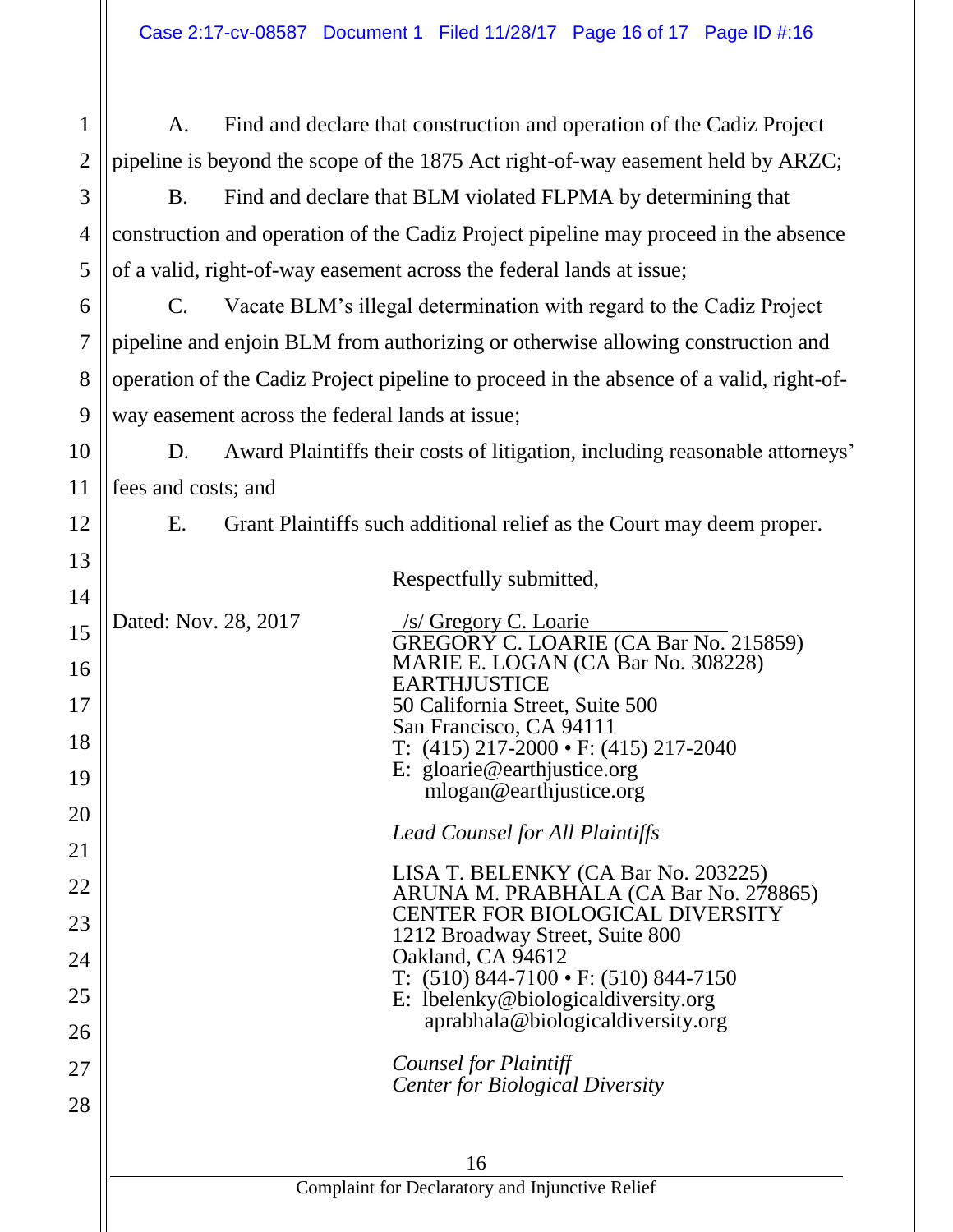A. Find and declare that construction and operation of the Cadiz Project pipeline is beyond the scope of the 1875 Act right-of-way easement held by ARZC;

B. Find and declare that BLM violated FLPMA by determining that construction and operation of the Cadiz Project pipeline may proceed in the absence of a valid, right-of-way easement across the federal lands at issue;

C. Vacate BLM's illegal determination with regard to the Cadiz Project pipeline and enjoin BLM from authorizing or otherwise allowing construction and operation of the Cadiz Project pipeline to proceed in the absence of a valid, right-of-way easement across the federal lands at issue;

D. Award Plaintiffs their costs of litigation, including reasonable attorneys' fees and costs; and

E. Grant Plaintiffs such additional relief as the Court may deem proper.

Respectfully submitted,

Dated: Nov. 28, 2017

/s/ Gregory C. Loarie
GREGORY C. LOARIE (CA Bar No. 215859)
MARIE E. LOGAN (CA Bar No. 308228)
EARTHJUSTICE
50 California Street, Suite 500
San Francisco, CA 94111
T: (415) 217-2000 • F: (415) 217-2040
E: gloarie@earthjustice.org
mlogan@earthjustice.org

*Lead Counsel for All Plaintiffs*

LISA T. BELENKY (CA Bar No. 203225)
ARUNA M. PRABHALA (CA Bar No. 278865)
CENTER FOR BIOLOGICAL DIVERSITY
1212 Broadway Street, Suite 800
Oakland, CA 94612
T: (510) 844-7100 • F: (510) 844-7150
E: lbelenky@biologicaldiversity.org
aprabhala@biologicaldiversity.org

*Counsel for Plaintiff*
*Center for Biological Diversity*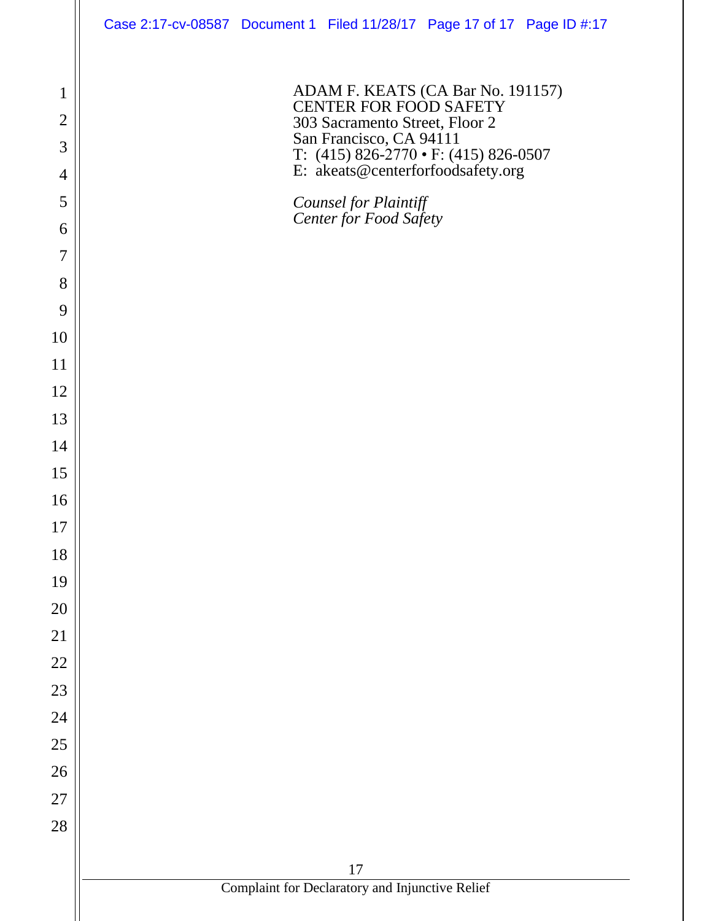ADAM F. KEATS (CA Bar No. 191157)
CENTER FOR FOOD SAFETY
303 Sacramento Street, Floor 2
San Francisco, CA 94111
T: (415) 826-2770 • F: (415) 826-0507
E: akeats@centerforfoodsafety.org

*Counsel for Plaintiff*
*Center for Food Safety*